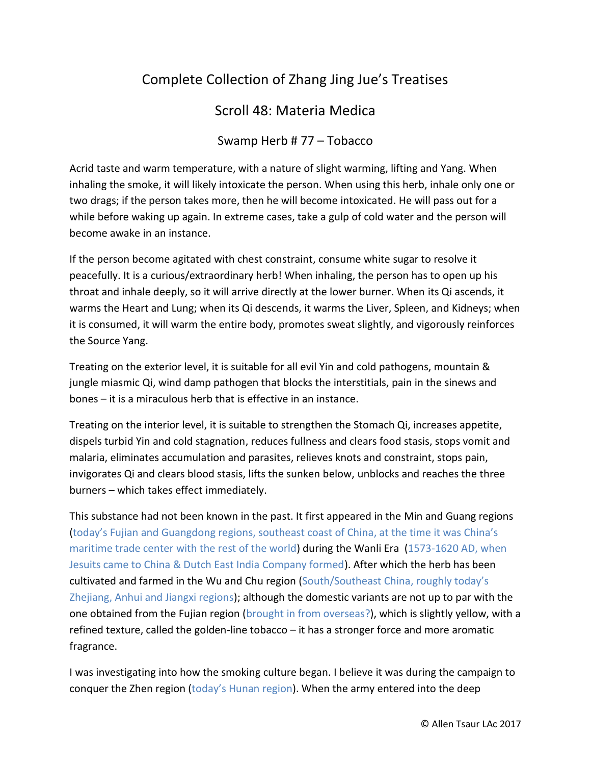# Complete Collection of Zhang Jing Jue's Treatises

## Scroll 48: Materia Medica

### Swamp Herb # 77 – Tobacco

Acrid taste and warm temperature, with a nature of slight warming, lifting and Yang. When inhaling the smoke, it will likely intoxicate the person. When using this herb, inhale only one or two drags; if the person takes more, then he will become intoxicated. He will pass out for a while before waking up again. In extreme cases, take a gulp of cold water and the person will become awake in an instance.

If the person become agitated with chest constraint, consume white sugar to resolve it peacefully. It is a curious/extraordinary herb! When inhaling, the person has to open up his throat and inhale deeply, so it will arrive directly at the lower burner. When its Qi ascends, it warms the Heart and Lung; when its Qi descends, it warms the Liver, Spleen, and Kidneys; when it is consumed, it will warm the entire body, promotes sweat slightly, and vigorously reinforces the Source Yang.

Treating on the exterior level, it is suitable for all evil Yin and cold pathogens, mountain & jungle miasmic Qi, wind damp pathogen that blocks the interstitials, pain in the sinews and bones – it is a miraculous herb that is effective in an instance.

Treating on the interior level, it is suitable to strengthen the Stomach Qi, increases appetite, dispels turbid Yin and cold stagnation, reduces fullness and clears food stasis, stops vomit and malaria, eliminates accumulation and parasites, relieves knots and constraint, stops pain, invigorates Qi and clears blood stasis, lifts the sunken below, unblocks and reaches the three burners – which takes effect immediately.

This substance had not been known in the past. It first appeared in the Min and Guang regions (today's Fujian and Guangdong regions, southeast coast of China, at the time it was China's maritime trade center with the rest of the world) during the Wanli Era (1573-1620 AD, when Jesuits came to China & Dutch East India Company formed). After which the herb has been cultivated and farmed in the Wu and Chu region (South/Southeast China, roughly today's Zhejiang, Anhui and Jiangxi regions); although the domestic variants are not up to par with the one obtained from the Fujian region (brought in from overseas?), which is slightly yellow, with a refined texture, called the golden-line tobacco – it has a stronger force and more aromatic fragrance.

I was investigating into how the smoking culture began. I believe it was during the campaign to conquer the Zhen region (today's Hunan region). When the army entered into the deep

© Allen Tsaur LAc 2017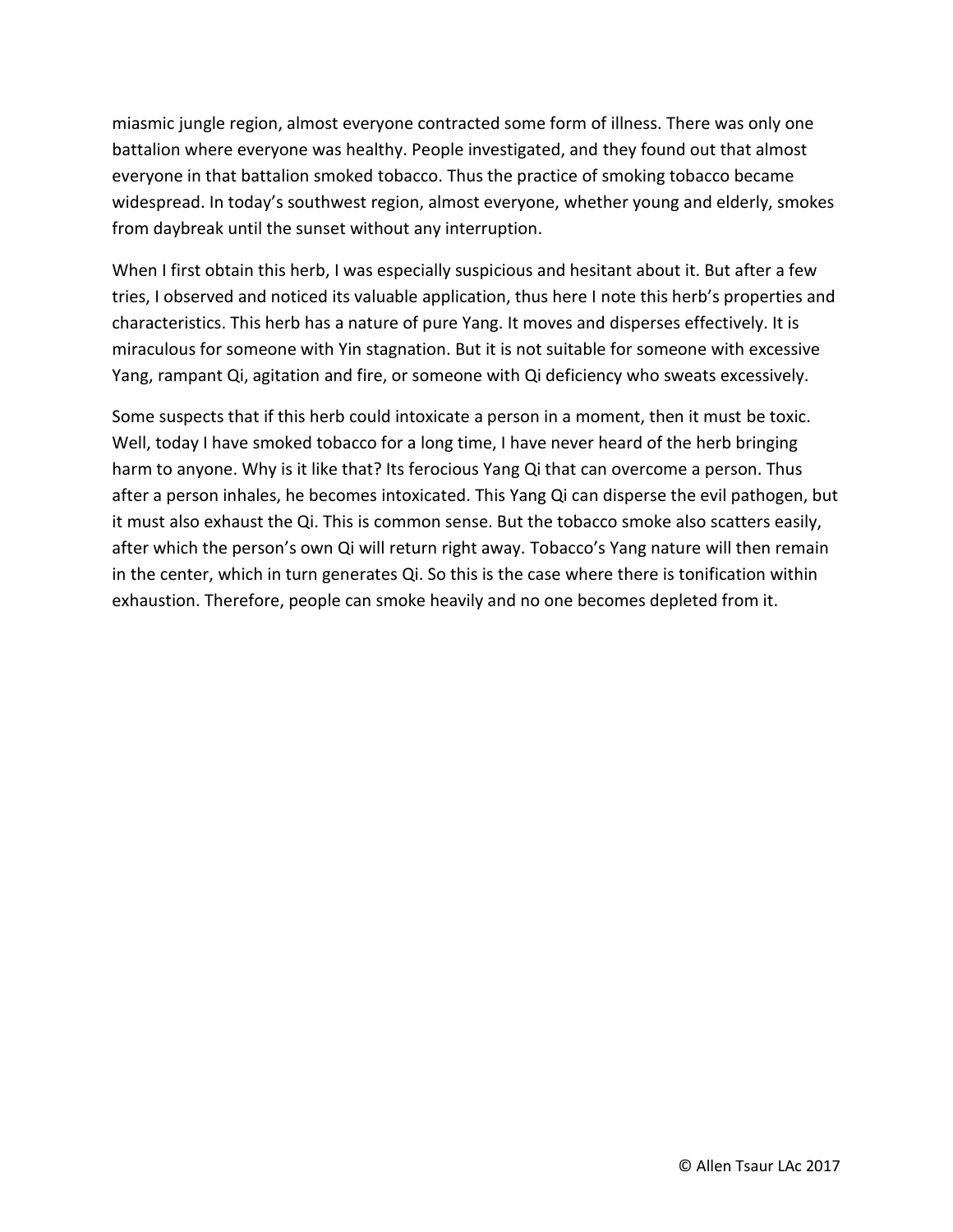miasmic jungle region, almost everyone contracted some form of illness. There was only one battalion where everyone was healthy. People investigated, and they found out that almost everyone in that battalion smoked tobacco. Thus the practice of smoking tobacco became widespread. In today's southwest region, almost everyone, whether young and elderly, smokes from daybreak until the sunset without any interruption.

When I first obtain this herb, I was especially suspicious and hesitant about it. But after a few tries, I observed and noticed its valuable application, thus here I note this herb's properties and characteristics. This herb has a nature of pure Yang. It moves and disperses effectively. It is miraculous for someone with Yin stagnation. But it is not suitable for someone with excessive Yang, rampant Qi, agitation and fire, or someone with Qi deficiency who sweats excessively.

Some suspects that if this herb could intoxicate a person in a moment, then it must be toxic. Well, today I have smoked tobacco for a long time, I have never heard of the herb bringing harm to anyone. Why is it like that? Its ferocious Yang Qi that can overcome a person. Thus after a person inhales, he becomes intoxicated. This Yang Qi can disperse the evil pathogen, but it must also exhaust the Qi. This is common sense. But the tobacco smoke also scatters easily, after which the person's own Qi will return right away. Tobacco's Yang nature will then remain in the center, which in turn generates Qi. So this is the case where there is tonification within exhaustion. Therefore, people can smoke heavily and no one becomes depleted from it.

© Allen Tsaur LAc 2017